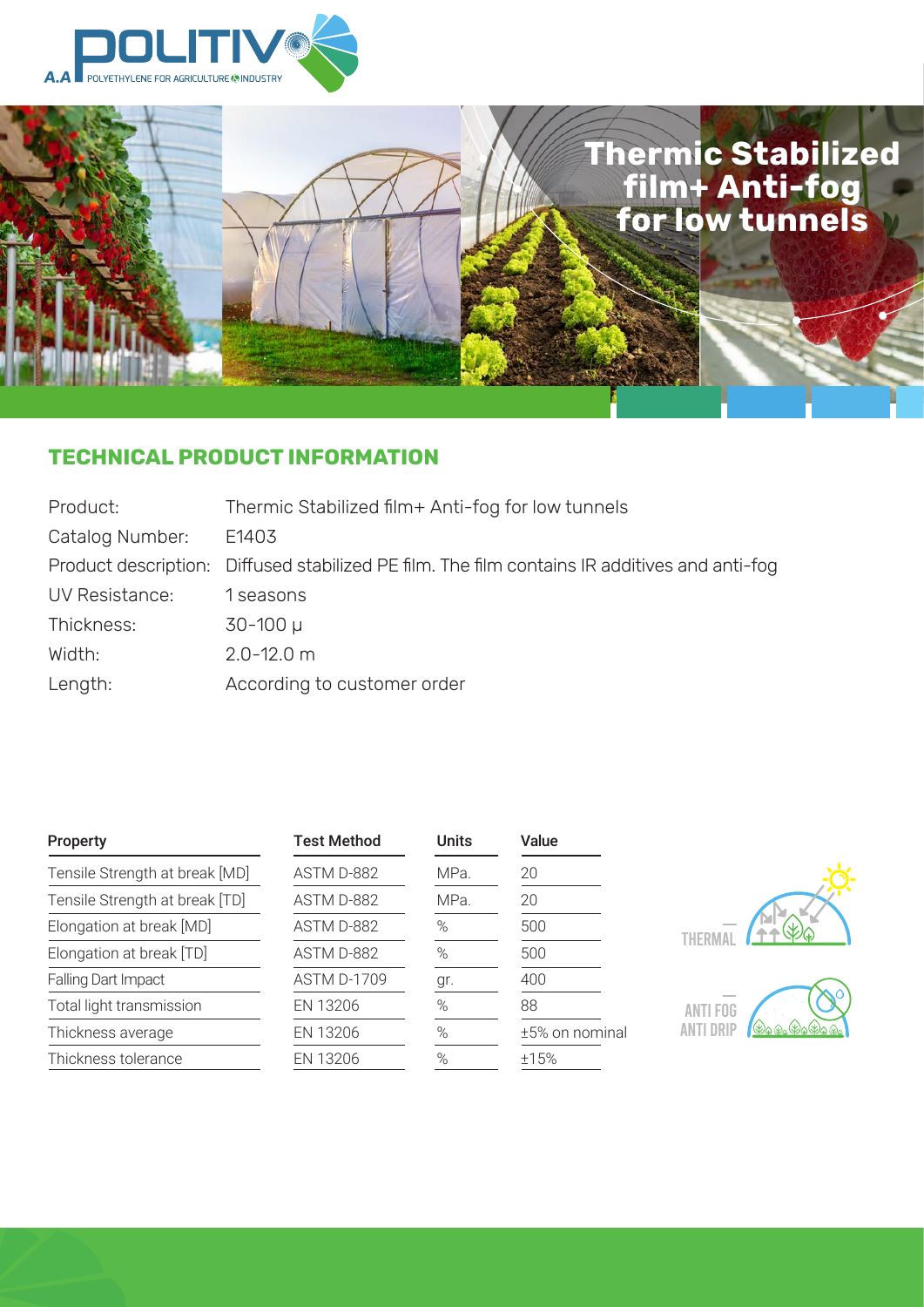A.A POLITIV
POLYETHYLENE FOR AGRICULTURE & INDUSTRY

# Thermic Stabilized film+ Anti-fog for low tunnels

## TECHNICAL PRODUCT INFORMATION

| | |
|---|---|
| Product: | Thermic Stabilized film+ Anti-fog for low tunnels |
| Catalog Number: | E1403 |
| Product description: | Diffused stabilized PE film. The film contains IR additives and anti-fog |
| UV Resistance: | 1 seasons |
| Thickness: | 30-100 µ |
| Width: | 2.0-12.0 m |
| Length: | According to customer order |

| Property | Test Method | Units | Value |
|---|---|---|---|
| Tensile Strength at break [MD] | ASTM D-882 | MPa. | 20 |
| Tensile Strength at break [TD] | ASTM D-882 | MPa. | 20 |
| Elongation at break [MD] | ASTM D-882 | % | 500 |
| Elongation at break [TD] | ASTM D-882 | % | 500 |
| Falling Dart Impact | ASTM D-1709 | gr. | 400 |
| Total light transmission | EN 13206 | % | 88 |
| Thickness average | EN 13206 | % | ±5% on nominal |
| Thickness tolerance | EN 13206 | % | ±15% |

THERMAL

ANTI FOG
ANTI DRIP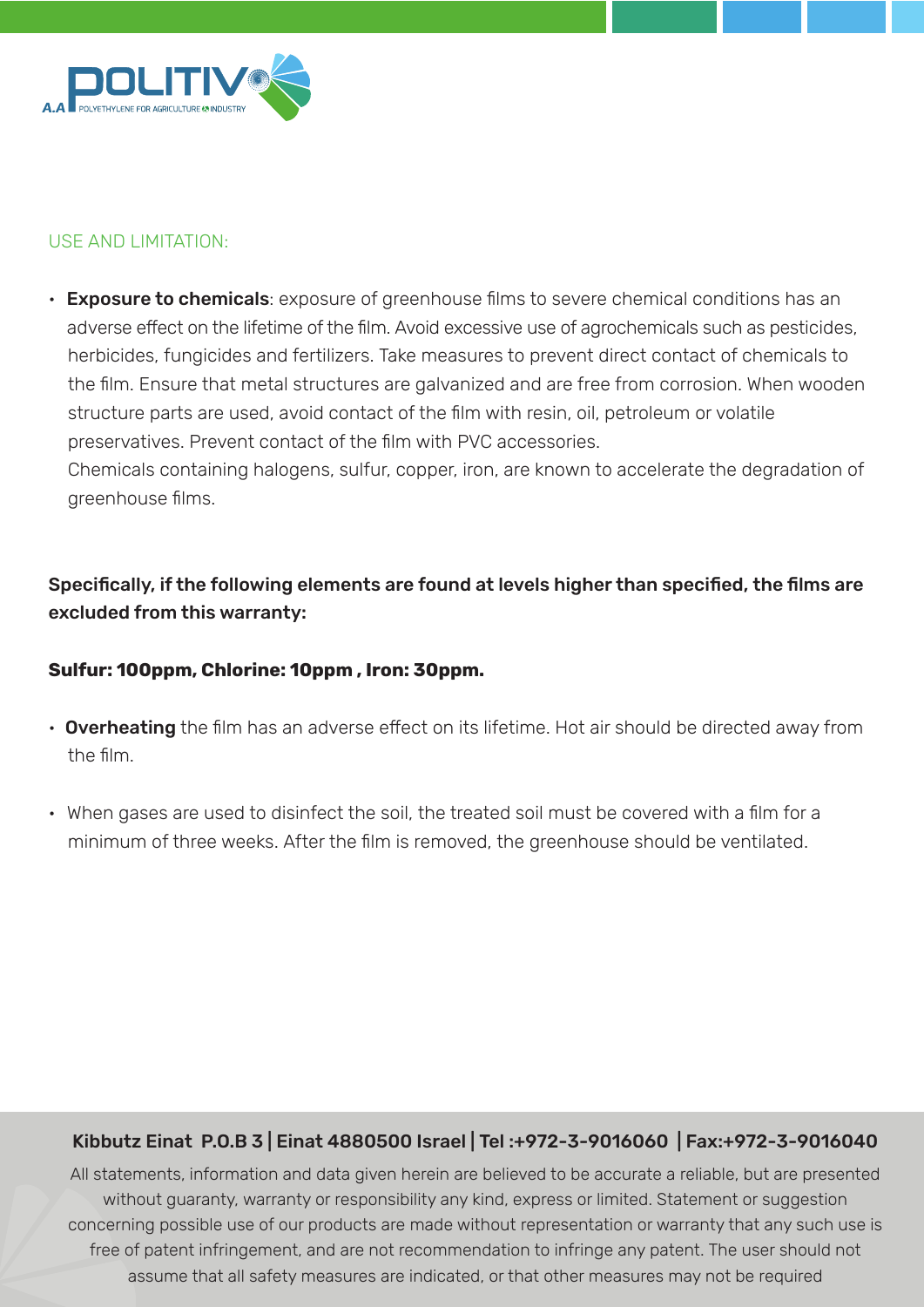## USE AND LIMITATION:

- **Exposure to chemicals**: exposure of greenhouse films to severe chemical conditions has an adverse effect on the lifetime of the film. Avoid excessive use of agrochemicals such as pesticides, herbicides, fungicides and fertilizers. Take measures to prevent direct contact of chemicals to the film. Ensure that metal structures are galvanized and are free from corrosion. When wooden structure parts are used, avoid contact of the film with resin, oil, petroleum or volatile preservatives. Prevent contact of the film with PVC accessories.
  Chemicals containing halogens, sulfur, copper, iron, are known to accelerate the degradation of greenhouse films.

**Specifically, if the following elements are found at levels higher than specified, the films are excluded from this warranty:**

**Sulfur: 100ppm, Chlorine: 10ppm , Iron: 30ppm.**

- **Overheating** the film has an adverse effect on its lifetime. Hot air should be directed away from the film.

- When gases are used to disinfect the soil, the treated soil must be covered with a film for a minimum of three weeks. After the film is removed, the greenhouse should be ventilated.

**Kibbutz Einat P.O.B 3 | Einat 4880500 Israel | Tel :+972-3-9016060 | Fax:+972-3-9016040**

All statements, information and data given herein are believed to be accurate a reliable, but are presented without guaranty, warranty or responsibility any kind, express or limited. Statement or suggestion concerning possible use of our products are made without representation or warranty that any such use is free of patent infringement, and are not recommendation to infringe any patent. The user should not assume that all safety measures are indicated, or that other measures may not be required